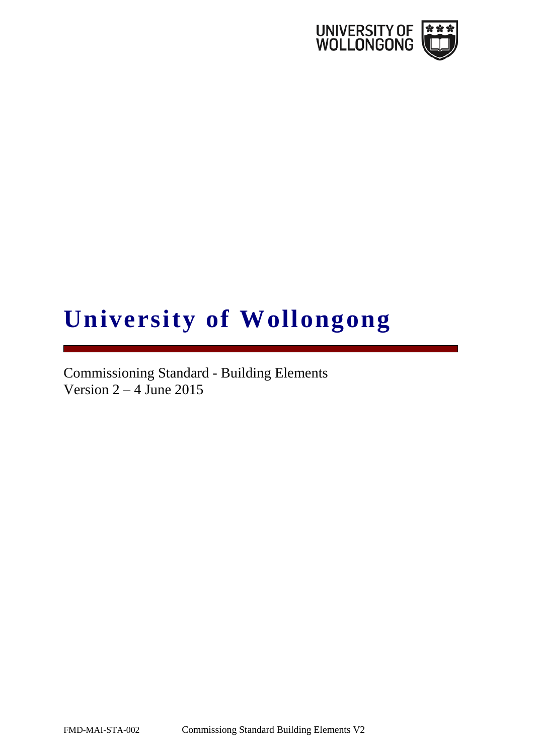# University of Wollongong

Commissioning Standard - Building Elements
Version 2 – 4 June 2015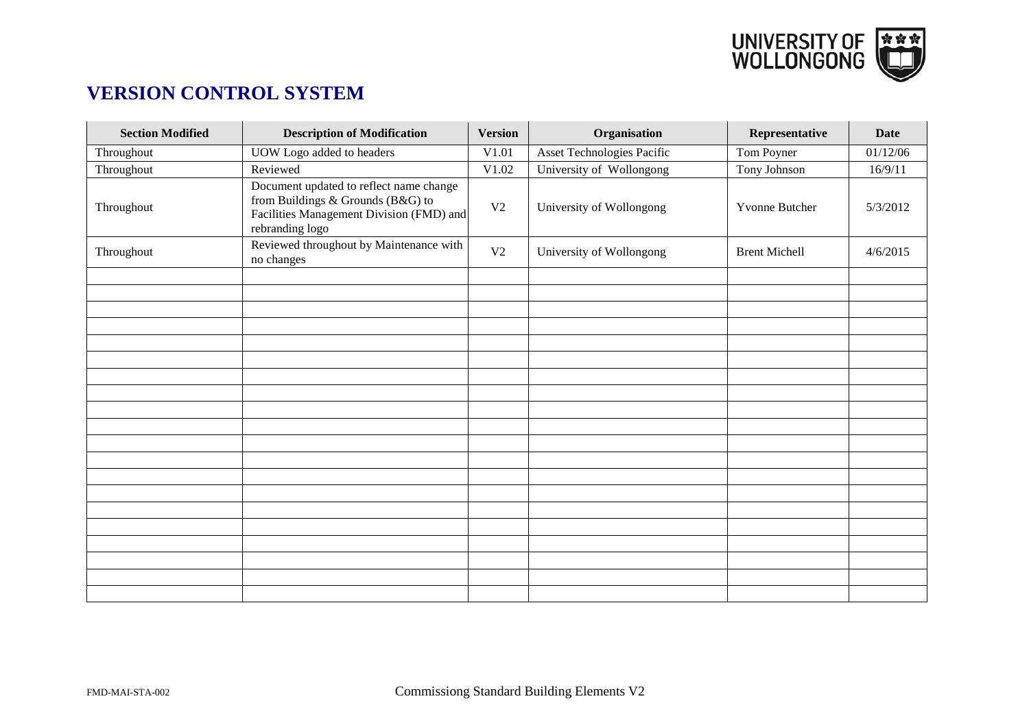## VERSION CONTROL SYSTEM

| Section Modified | Description of Modification | Version | Organisation | Representative | Date |
|---|---|---|---|---|---|
| Throughout | UOW Logo added to headers | V1.01 | Asset Technologies Pacific | Tom Poyner | 01/12/06 |
| Throughout | Reviewed | V1.02 | University of Wollongong | Tony Johnson | 16/9/11 |
| Throughout | Document updated to reflect name change from Buildings & Grounds (B&G) to Facilities Management Division (FMD) and rebranding logo | V2 | University of Wollongong | Yvonne Butcher | 5/3/2012 |
| Throughout | Reviewed throughout by Maintenance with no changes | V2 | University of Wollongong | Brent Michell | 4/6/2015 |
| | | | | | |
| | | | | | |
| | | | | | |
| | | | | | |
| | | | | | |
| | | | | | |
| | | | | | |
| | | | | | |
| | | | | | |
| | | | | | |
| | | | | | |
| | | | | | |
| | | | | | |
| | | | | | |
| | | | | | |
| | | | | | |
| | | | | | |
| | | | | | |
| | | | | | |
| | | | | | |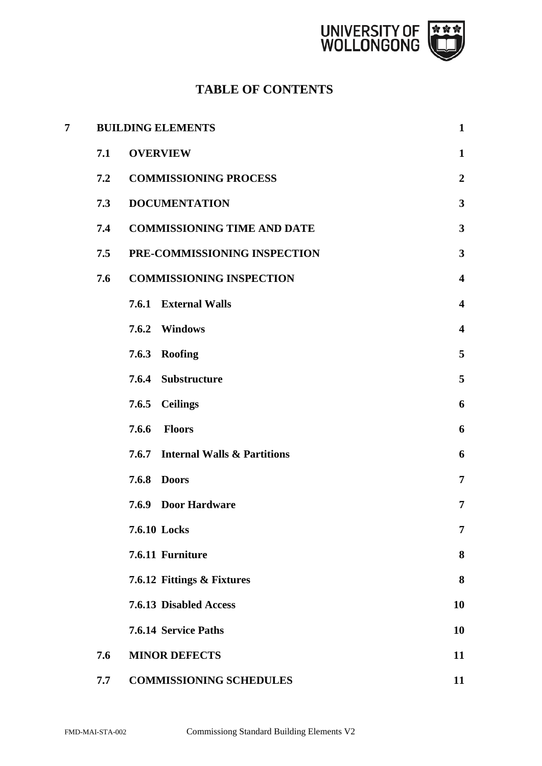# TABLE OF CONTENTS

| | | | |
|---|---|---|---|
| **7** | **BUILDING ELEMENTS** | | **1** |
| | **7.1** | **OVERVIEW** | **1** |
| | **7.2** | **COMMISSIONING PROCESS** | **2** |
| | **7.3** | **DOCUMENTATION** | **3** |
| | **7.4** | **COMMISSIONING TIME AND DATE** | **3** |
| | **7.5** | **PRE-COMMISSIONING INSPECTION** | **3** |
| | **7.6** | **COMMISSIONING INSPECTION** | **4** |
| | | **7.6.1 External Walls** | **4** |
| | | **7.6.2 Windows** | **4** |
| | | **7.6.3 Roofing** | **5** |
| | | **7.6.4 Substructure** | **5** |
| | | **7.6.5 Ceilings** | **6** |
| | | **7.6.6 Floors** | **6** |
| | | **7.6.7 Internal Walls & Partitions** | **6** |
| | | **7.6.8 Doors** | **7** |
| | | **7.6.9 Door Hardware** | **7** |
| | | **7.6.10 Locks** | **7** |
| | | **7.6.11 Furniture** | **8** |
| | | **7.6.12 Fittings & Fixtures** | **8** |
| | | **7.6.13 Disabled Access** | **10** |
| | | **7.6.14 Service Paths** | **10** |
| | **7.6** | **MINOR DEFECTS** | **11** |
| | **7.7** | **COMMISSIONING SCHEDULES** | **11** |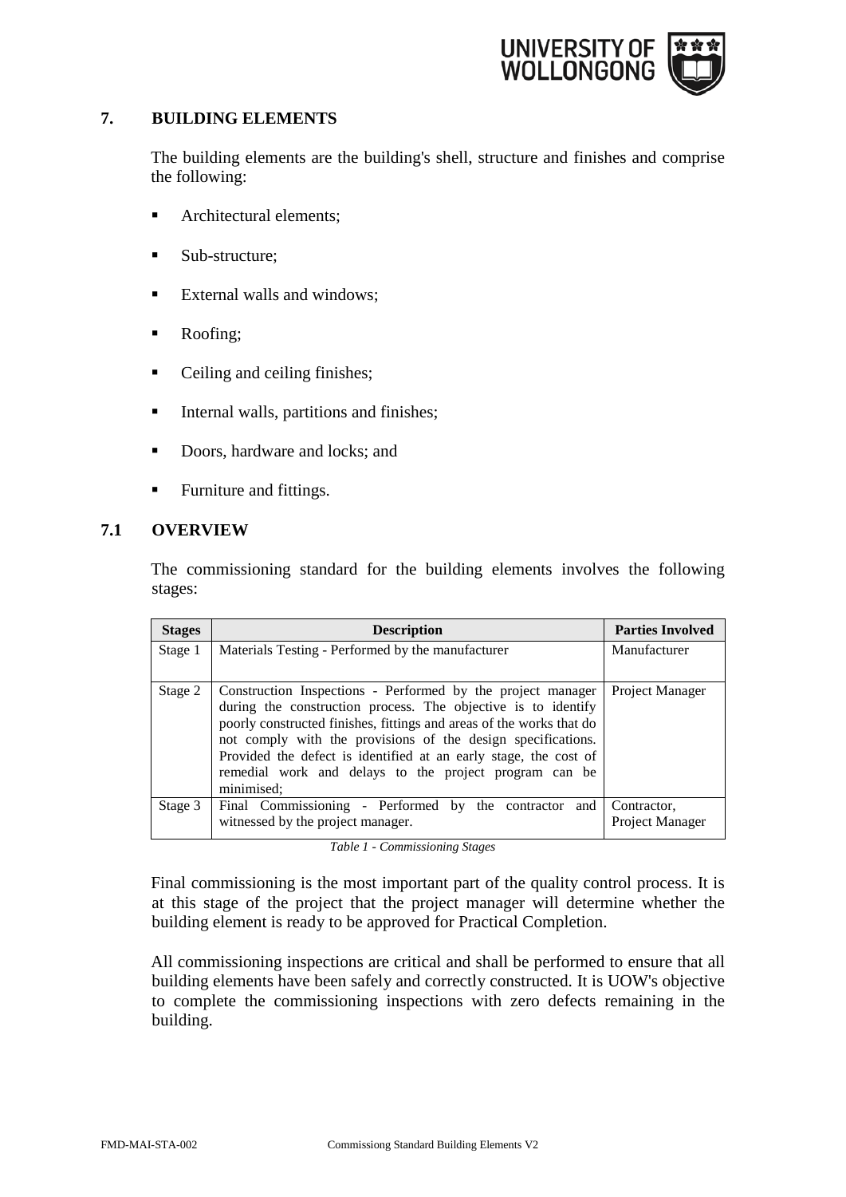## 7. BUILDING ELEMENTS

The building elements are the building's shell, structure and finishes and comprise the following:

- Architectural elements;
- Sub-structure;
- External walls and windows;
- Roofing;
- Ceiling and ceiling finishes;
- Internal walls, partitions and finishes;
- Doors, hardware and locks; and
- Furniture and fittings.

### 7.1 OVERVIEW

The commissioning standard for the building elements involves the following stages:

| Stages | Description | Parties Involved |
|---|---|---|
| Stage 1 | Materials Testing - Performed by the manufacturer | Manufacturer |
| Stage 2 | Construction Inspections - Performed by the project manager during the construction process. The objective is to identify poorly constructed finishes, fittings and areas of the works that do not comply with the provisions of the design specifications. Provided the defect is identified at an early stage, the cost of remedial work and delays to the project program can be minimised; | Project Manager |
| Stage 3 | Final Commissioning - Performed by the contractor and witnessed by the project manager. | Contractor, Project Manager |

*Table 1 - Commissioning Stages*

Final commissioning is the most important part of the quality control process. It is at this stage of the project that the project manager will determine whether the building element is ready to be approved for Practical Completion.

All commissioning inspections are critical and shall be performed to ensure that all building elements have been safely and correctly constructed. It is UOW's objective to complete the commissioning inspections with zero defects remaining in the building.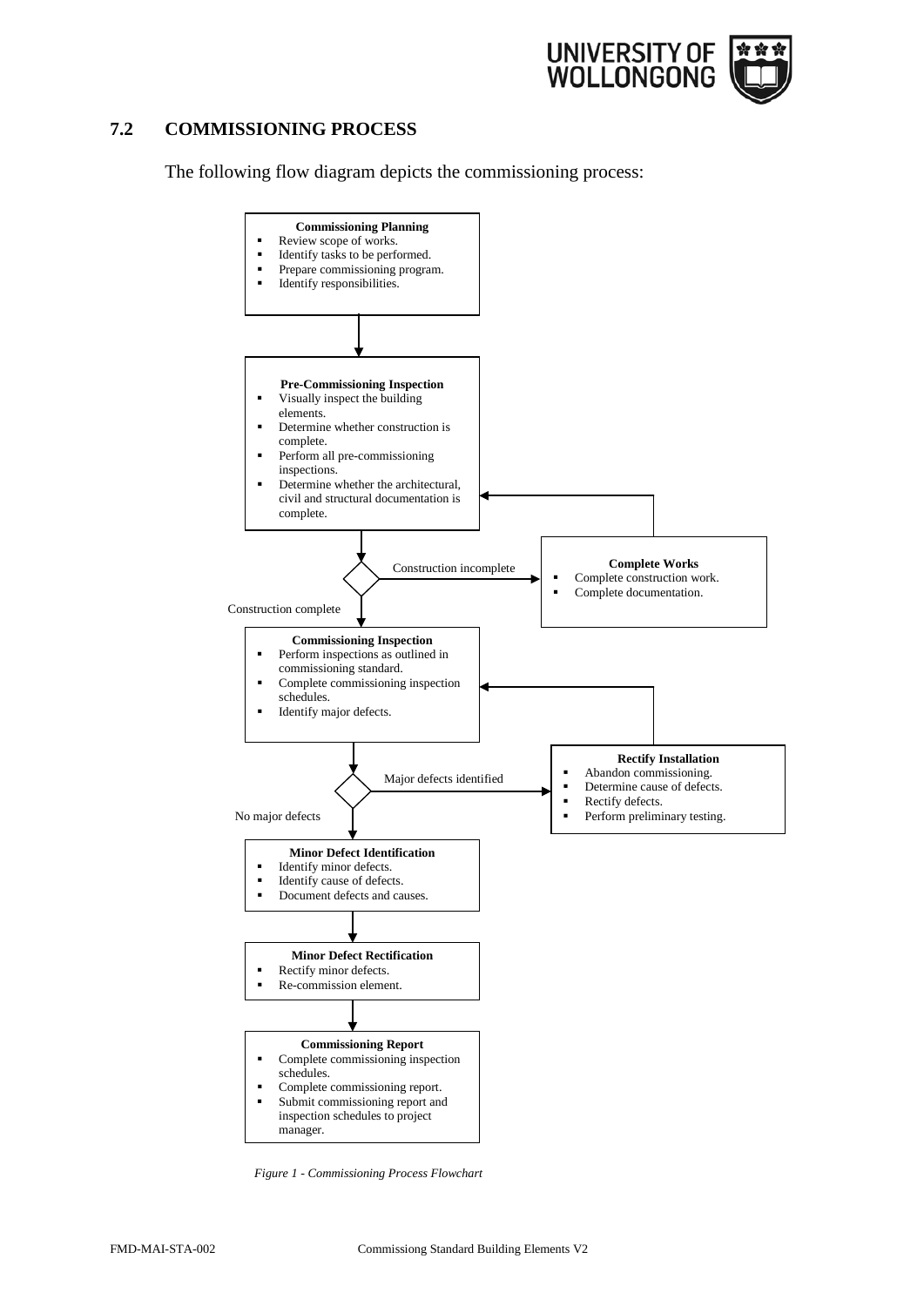## 7.2 COMMISSIONING PROCESS

The following flow diagram depicts the commissioning process:

**Commissioning Planning**
- Review scope of works.
- Identify tasks to be performed.
- Prepare commissioning program.
- Identify responsibilities.

**Pre-Commissioning Inspection**
- Visually inspect the building elements.
- Determine whether construction is complete.
- Perform all pre-commissioning inspections.
- Determine whether the architectural, civil and structural documentation is complete.

Construction incomplete

**Complete Works**
- Complete construction work.
- Complete documentation.

Construction complete

**Commissioning Inspection**
- Perform inspections as outlined in commissioning standard.
- Complete commissioning inspection schedules.
- Identify major defects.

Major defects identified

**Rectify Installation**
- Abandon commissioning.
- Determine cause of defects.
- Rectify defects.
- Perform preliminary testing.

No major defects

**Minor Defect Identification**
- Identify minor defects.
- Identify cause of defects.
- Document defects and causes.

**Minor Defect Rectification**
- Rectify minor defects.
- Re-commission element.

**Commissioning Report**
- Complete commissioning inspection schedules.
- Complete commissioning report.
- Submit commissioning report and inspection schedules to project manager.

*Figure 1 - Commissioning Process Flowchart*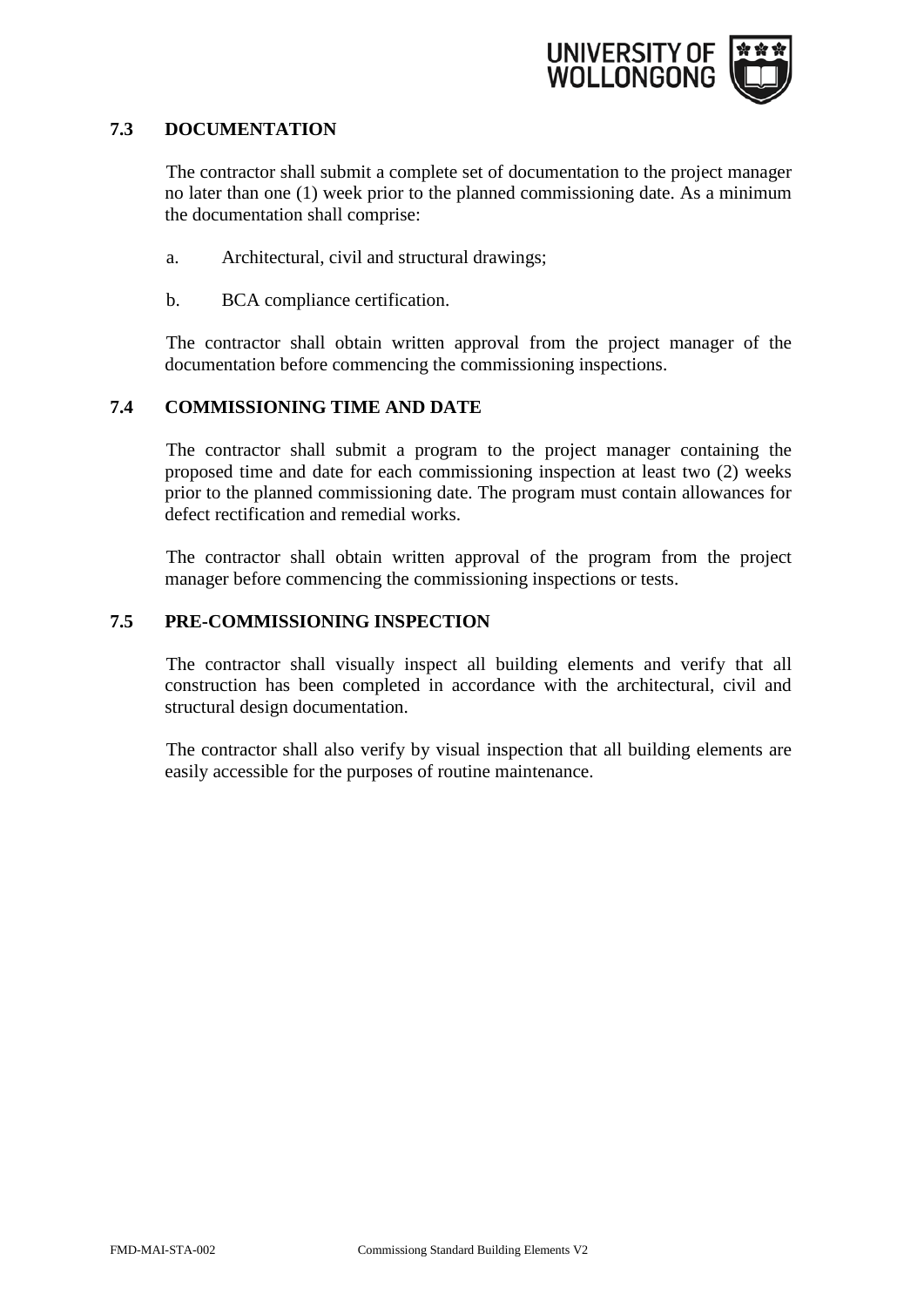## 7.3 DOCUMENTATION

The contractor shall submit a complete set of documentation to the project manager no later than one (1) week prior to the planned commissioning date. As a minimum the documentation shall comprise:

a. Architectural, civil and structural drawings;

b. BCA compliance certification.

The contractor shall obtain written approval from the project manager of the documentation before commencing the commissioning inspections.

## 7.4 COMMISSIONING TIME AND DATE

The contractor shall submit a program to the project manager containing the proposed time and date for each commissioning inspection at least two (2) weeks prior to the planned commissioning date. The program must contain allowances for defect rectification and remedial works.

The contractor shall obtain written approval of the program from the project manager before commencing the commissioning inspections or tests.

## 7.5 PRE-COMMISSIONING INSPECTION

The contractor shall visually inspect all building elements and verify that all construction has been completed in accordance with the architectural, civil and structural design documentation.

The contractor shall also verify by visual inspection that all building elements are easily accessible for the purposes of routine maintenance.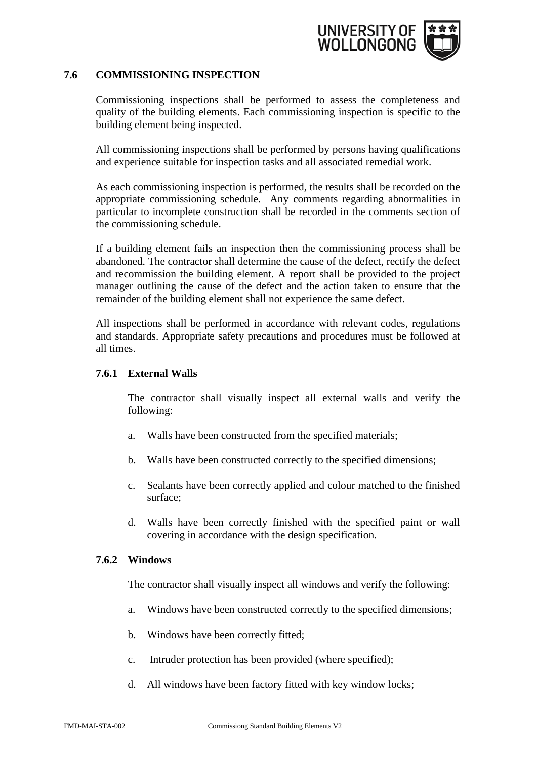## 7.6 COMMISSIONING INSPECTION

Commissioning inspections shall be performed to assess the completeness and quality of the building elements. Each commissioning inspection is specific to the building element being inspected.

All commissioning inspections shall be performed by persons having qualifications and experience suitable for inspection tasks and all associated remedial work.

As each commissioning inspection is performed, the results shall be recorded on the appropriate commissioning schedule. Any comments regarding abnormalities in particular to incomplete construction shall be recorded in the comments section of the commissioning schedule.

If a building element fails an inspection then the commissioning process shall be abandoned. The contractor shall determine the cause of the defect, rectify the defect and recommission the building element. A report shall be provided to the project manager outlining the cause of the defect and the action taken to ensure that the remainder of the building element shall not experience the same defect.

All inspections shall be performed in accordance with relevant codes, regulations and standards. Appropriate safety precautions and procedures must be followed at all times.

### 7.6.1 External Walls

The contractor shall visually inspect all external walls and verify the following:

a. Walls have been constructed from the specified materials;

b. Walls have been constructed correctly to the specified dimensions;

c. Sealants have been correctly applied and colour matched to the finished surface;

d. Walls have been correctly finished with the specified paint or wall covering in accordance with the design specification.

### 7.6.2 Windows

The contractor shall visually inspect all windows and verify the following:

a. Windows have been constructed correctly to the specified dimensions;

b. Windows have been correctly fitted;

c. Intruder protection has been provided (where specified);

d. All windows have been factory fitted with key window locks;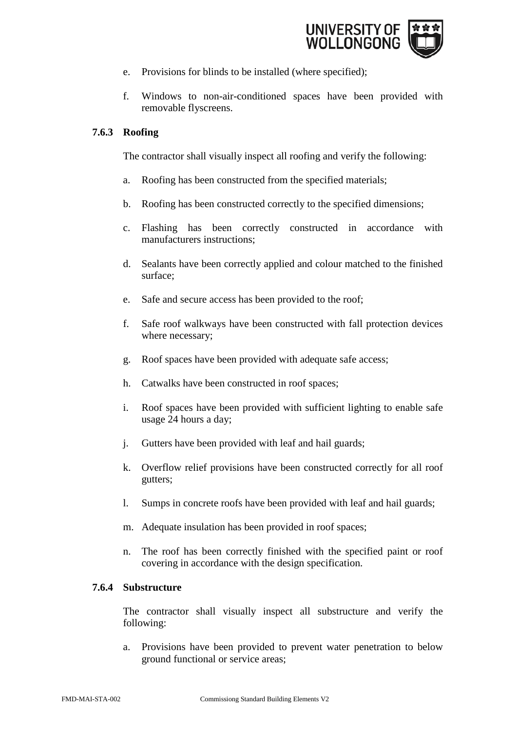e. Provisions for blinds to be installed (where specified);

f. Windows to non-air-conditioned spaces have been provided with removable flyscreens.

### 7.6.3 Roofing

The contractor shall visually inspect all roofing and verify the following:

a. Roofing has been constructed from the specified materials;

b. Roofing has been constructed correctly to the specified dimensions;

c. Flashing has been correctly constructed in accordance with manufacturers instructions;

d. Sealants have been correctly applied and colour matched to the finished surface;

e. Safe and secure access has been provided to the roof;

f. Safe roof walkways have been constructed with fall protection devices where necessary;

g. Roof spaces have been provided with adequate safe access;

h. Catwalks have been constructed in roof spaces;

i. Roof spaces have been provided with sufficient lighting to enable safe usage 24 hours a day;

j. Gutters have been provided with leaf and hail guards;

k. Overflow relief provisions have been constructed correctly for all roof gutters;

l. Sumps in concrete roofs have been provided with leaf and hail guards;

m. Adequate insulation has been provided in roof spaces;

n. The roof has been correctly finished with the specified paint or roof covering in accordance with the design specification.

### 7.6.4 Substructure

The contractor shall visually inspect all substructure and verify the following:

a. Provisions have been provided to prevent water penetration to below ground functional or service areas;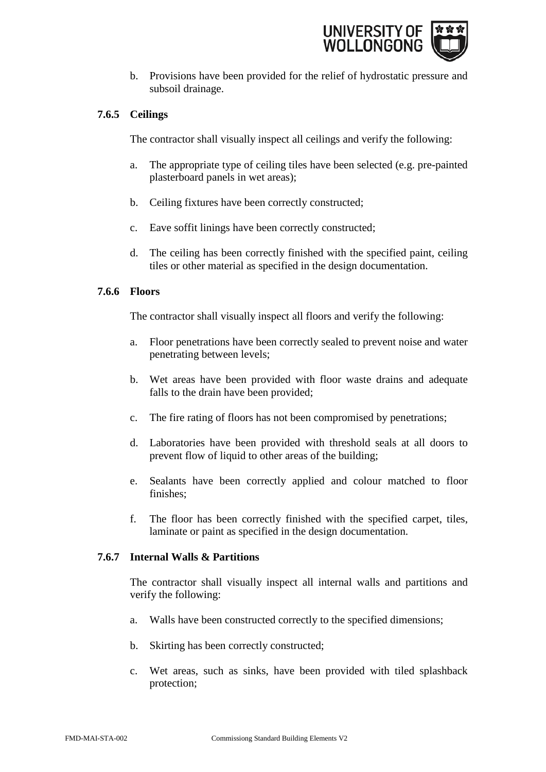b. Provisions have been provided for the relief of hydrostatic pressure and subsoil drainage.

### 7.6.5 Ceilings

The contractor shall visually inspect all ceilings and verify the following:

a. The appropriate type of ceiling tiles have been selected (e.g. pre-painted plasterboard panels in wet areas);

b. Ceiling fixtures have been correctly constructed;

c. Eave soffit linings have been correctly constructed;

d. The ceiling has been correctly finished with the specified paint, ceiling tiles or other material as specified in the design documentation.

### 7.6.6 Floors

The contractor shall visually inspect all floors and verify the following:

a. Floor penetrations have been correctly sealed to prevent noise and water penetrating between levels;

b. Wet areas have been provided with floor waste drains and adequate falls to the drain have been provided;

c. The fire rating of floors has not been compromised by penetrations;

d. Laboratories have been provided with threshold seals at all doors to prevent flow of liquid to other areas of the building;

e. Sealants have been correctly applied and colour matched to floor finishes;

f. The floor has been correctly finished with the specified carpet, tiles, laminate or paint as specified in the design documentation.

### 7.6.7 Internal Walls & Partitions

The contractor shall visually inspect all internal walls and partitions and verify the following:

a. Walls have been constructed correctly to the specified dimensions;

b. Skirting has been correctly constructed;

c. Wet areas, such as sinks, have been provided with tiled splashback protection;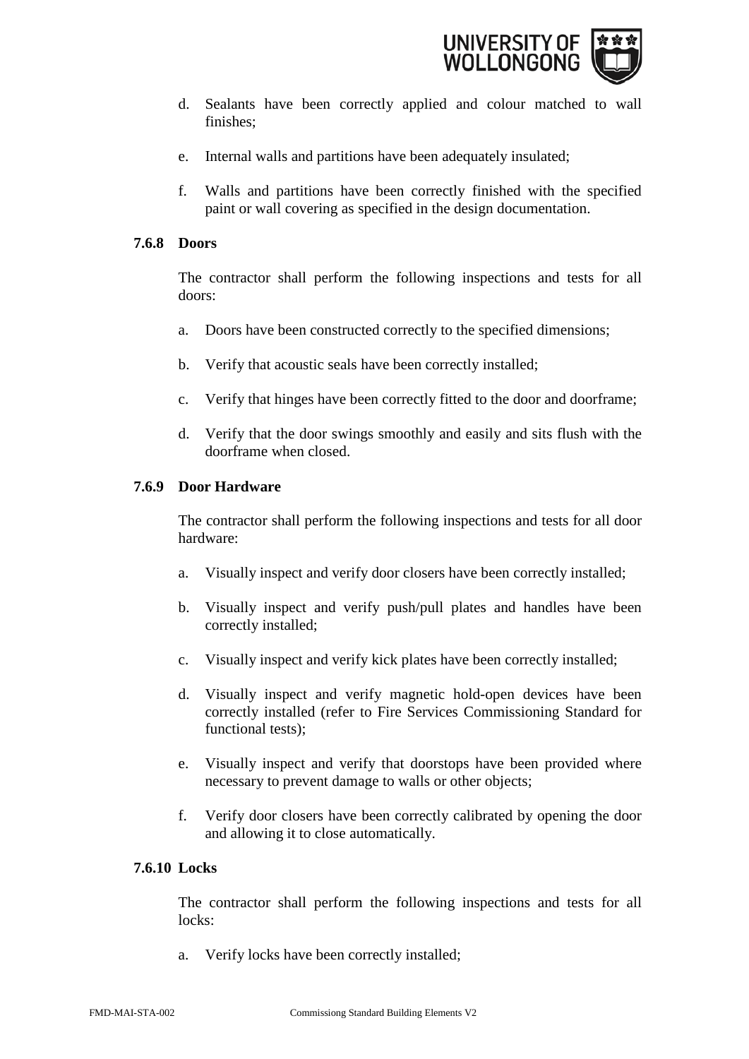d. Sealants have been correctly applied and colour matched to wall finishes;

e. Internal walls and partitions have been adequately insulated;

f. Walls and partitions have been correctly finished with the specified paint or wall covering as specified in the design documentation.

### 7.6.8 Doors

The contractor shall perform the following inspections and tests for all doors:

a. Doors have been constructed correctly to the specified dimensions;

b. Verify that acoustic seals have been correctly installed;

c. Verify that hinges have been correctly fitted to the door and doorframe;

d. Verify that the door swings smoothly and easily and sits flush with the doorframe when closed.

### 7.6.9 Door Hardware

The contractor shall perform the following inspections and tests for all door hardware:

a. Visually inspect and verify door closers have been correctly installed;

b. Visually inspect and verify push/pull plates and handles have been correctly installed;

c. Visually inspect and verify kick plates have been correctly installed;

d. Visually inspect and verify magnetic hold-open devices have been correctly installed (refer to Fire Services Commissioning Standard for functional tests);

e. Visually inspect and verify that doorstops have been provided where necessary to prevent damage to walls or other objects;

f. Verify door closers have been correctly calibrated by opening the door and allowing it to close automatically.

### 7.6.10 Locks

The contractor shall perform the following inspections and tests for all locks:

a. Verify locks have been correctly installed;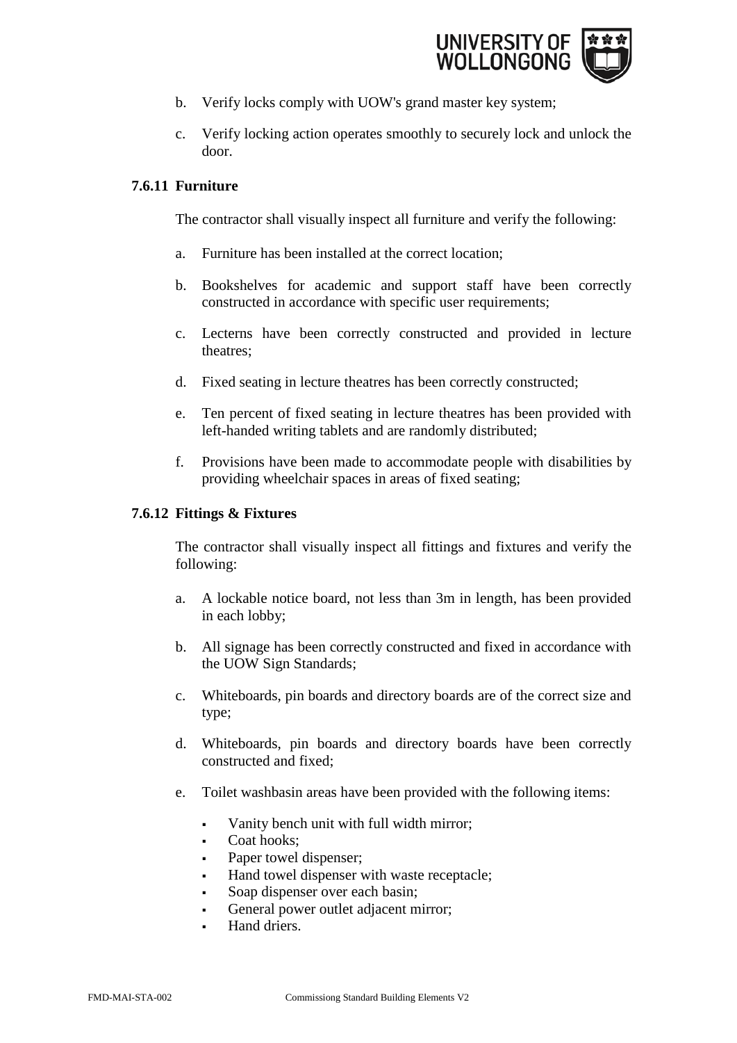b. Verify locks comply with UOW's grand master key system;

c. Verify locking action operates smoothly to securely lock and unlock the door.

### 7.6.11 Furniture

The contractor shall visually inspect all furniture and verify the following:

a. Furniture has been installed at the correct location;

b. Bookshelves for academic and support staff have been correctly constructed in accordance with specific user requirements;

c. Lecterns have been correctly constructed and provided in lecture theatres;

d. Fixed seating in lecture theatres has been correctly constructed;

e. Ten percent of fixed seating in lecture theatres has been provided with left-handed writing tablets and are randomly distributed;

f. Provisions have been made to accommodate people with disabilities by providing wheelchair spaces in areas of fixed seating;

### 7.6.12 Fittings & Fixtures

The contractor shall visually inspect all fittings and fixtures and verify the following:

a. A lockable notice board, not less than 3m in length, has been provided in each lobby;

b. All signage has been correctly constructed and fixed in accordance with the UOW Sign Standards;

c. Whiteboards, pin boards and directory boards are of the correct size and type;

d. Whiteboards, pin boards and directory boards have been correctly constructed and fixed;

e. Toilet washbasin areas have been provided with the following items:

- Vanity bench unit with full width mirror;
- Coat hooks;
- Paper towel dispenser;
- Hand towel dispenser with waste receptacle;
- Soap dispenser over each basin;
- General power outlet adjacent mirror;
- Hand driers.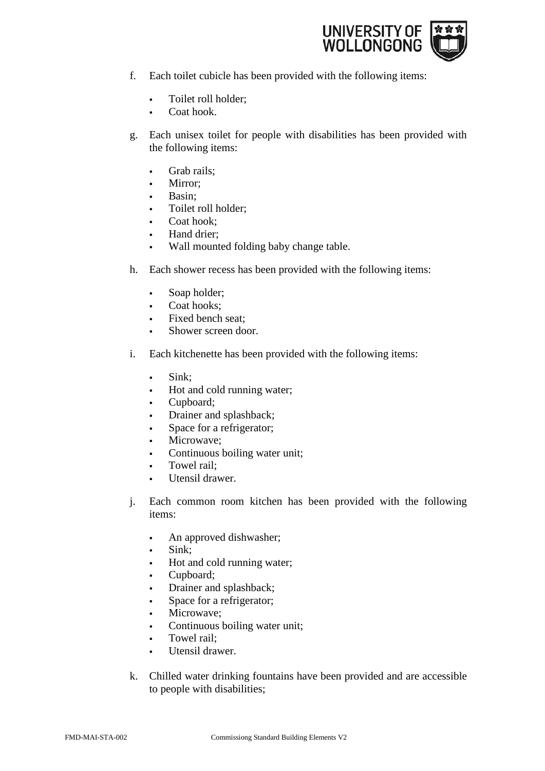f. Each toilet cubicle has been provided with the following items:

   - Toilet roll holder;
   - Coat hook.

g. Each unisex toilet for people with disabilities has been provided with the following items:

   - Grab rails;
   - Mirror;
   - Basin;
   - Toilet roll holder;
   - Coat hook;
   - Hand drier;
   - Wall mounted folding baby change table.

h. Each shower recess has been provided with the following items:

   - Soap holder;
   - Coat hooks;
   - Fixed bench seat;
   - Shower screen door.

i. Each kitchenette has been provided with the following items:

   - Sink;
   - Hot and cold running water;
   - Cupboard;
   - Drainer and splashback;
   - Space for a refrigerator;
   - Microwave;
   - Continuous boiling water unit;
   - Towel rail;
   - Utensil drawer.

j. Each common room kitchen has been provided with the following items:

   - An approved dishwasher;
   - Sink;
   - Hot and cold running water;
   - Cupboard;
   - Drainer and splashback;
   - Space for a refrigerator;
   - Microwave;
   - Continuous boiling water unit;
   - Towel rail;
   - Utensil drawer.

k. Chilled water drinking fountains have been provided and are accessible to people with disabilities;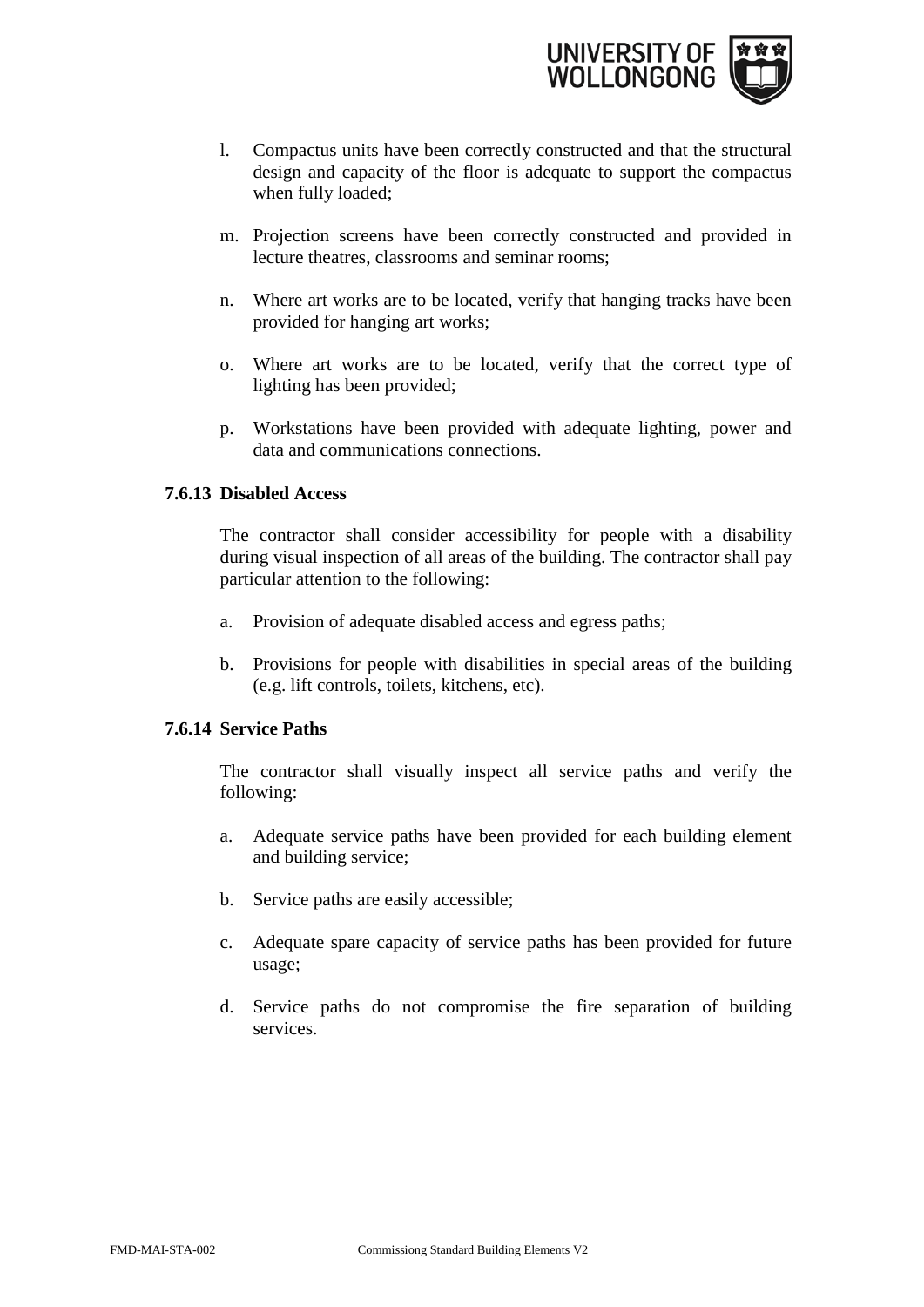l. Compactus units have been correctly constructed and that the structural design and capacity of the floor is adequate to support the compactus when fully loaded;

m. Projection screens have been correctly constructed and provided in lecture theatres, classrooms and seminar rooms;

n. Where art works are to be located, verify that hanging tracks have been provided for hanging art works;

o. Where art works are to be located, verify that the correct type of lighting has been provided;

p. Workstations have been provided with adequate lighting, power and data and communications connections.

#### 7.6.13 Disabled Access

The contractor shall consider accessibility for people with a disability during visual inspection of all areas of the building. The contractor shall pay particular attention to the following:

a. Provision of adequate disabled access and egress paths;

b. Provisions for people with disabilities in special areas of the building (e.g. lift controls, toilets, kitchens, etc).

#### 7.6.14 Service Paths

The contractor shall visually inspect all service paths and verify the following:

a. Adequate service paths have been provided for each building element and building service;

b. Service paths are easily accessible;

c. Adequate spare capacity of service paths has been provided for future usage;

d. Service paths do not compromise the fire separation of building services.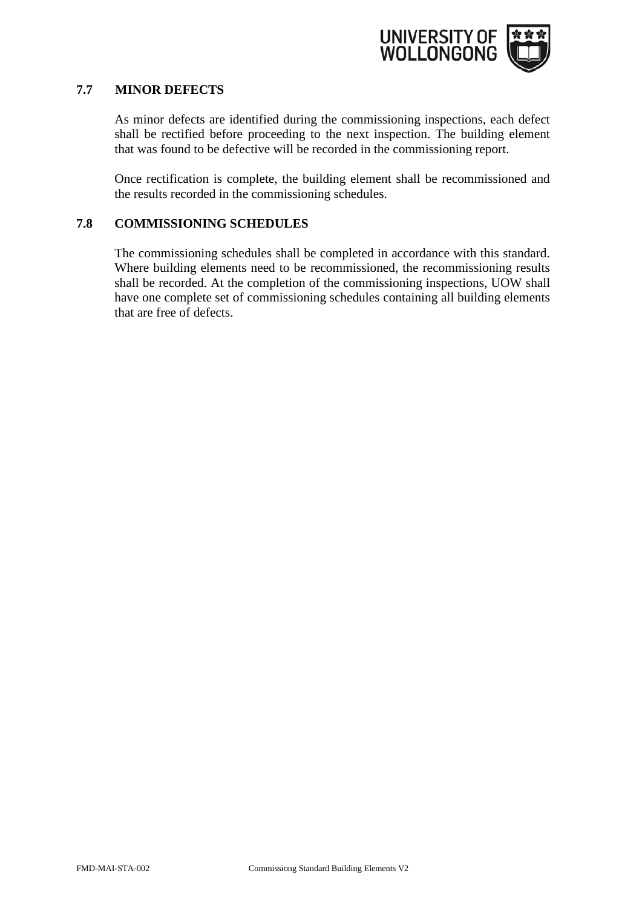## 7.7 MINOR DEFECTS

As minor defects are identified during the commissioning inspections, each defect shall be rectified before proceeding to the next inspection. The building element that was found to be defective will be recorded in the commissioning report.

Once rectification is complete, the building element shall be recommissioned and the results recorded in the commissioning schedules.

## 7.8 COMMISSIONING SCHEDULES

The commissioning schedules shall be completed in accordance with this standard. Where building elements need to be recommissioned, the recommissioning results shall be recorded. At the completion of the commissioning inspections, UOW shall have one complete set of commissioning schedules containing all building elements that are free of defects.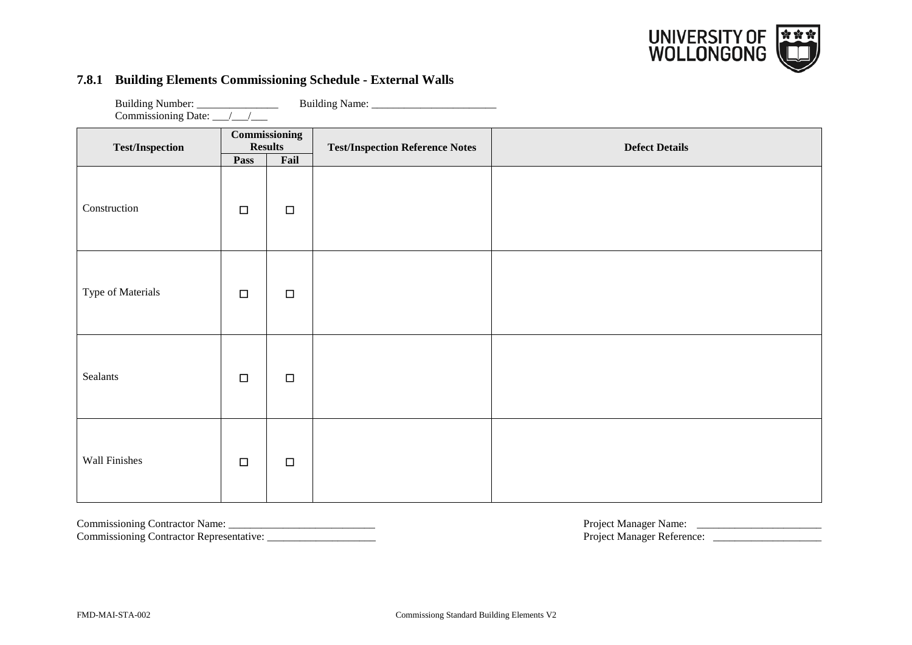### 7.8.1 Building Elements Commissioning Schedule - External Walls

Building Number: _______________ Building Name: _______________________
Commissioning Date: ___/___/___

| Test/Inspection | Commissioning Results | | Test/Inspection Reference Notes | Defect Details |
|---|---|---|---|---|
| | Pass | Fail | | |
| Construction | ☐ | ☐ | | |
| Type of Materials | ☐ | ☐ | | |
| Sealants | ☐ | ☐ | | |
| Wall Finishes | ☐ | ☐ | | |

Commissioning Contractor Name: ___________________________
Commissioning Contractor Representative: ____________________

Project Manager Name: _______________________
Project Manager Reference: ____________________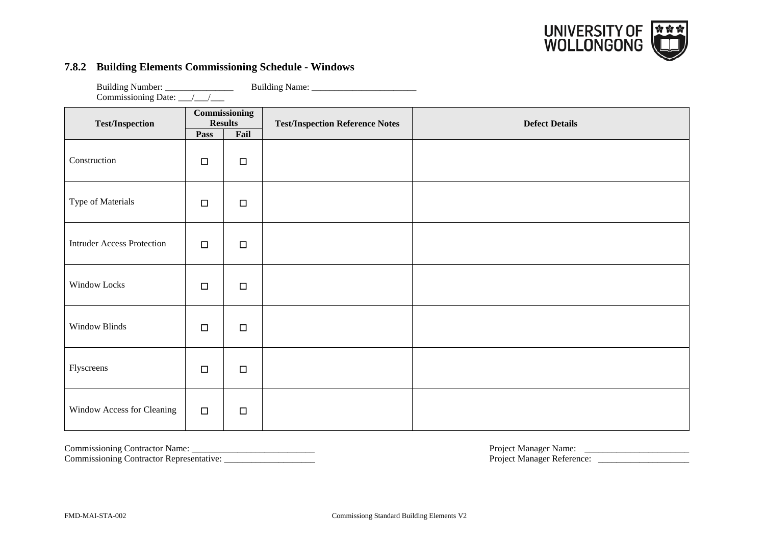### 7.8.2 Building Elements Commissioning Schedule - Windows

Building Number: _______________ Building Name: _______________________
Commissioning Date: ___/___/___

| Test/Inspection | Commissioning Results | | Test/Inspection Reference Notes | Defect Details |
|---|---|---|---|---|
| | Pass | Fail | | |
| Construction | ☐ | ☐ | | |
| Type of Materials | ☐ | ☐ | | |
| Intruder Access Protection | ☐ | ☐ | | |
| Window Locks | ☐ | ☐ | | |
| Window Blinds | ☐ | ☐ | | |
| Flyscreens | ☐ | ☐ | | |
| Window Access for Cleaning | ☐ | ☐ | | |

Commissioning Contractor Name: ___________________________
Commissioning Contractor Representative: ____________________

Project Manager Name: _______________________
Project Manager Reference: ____________________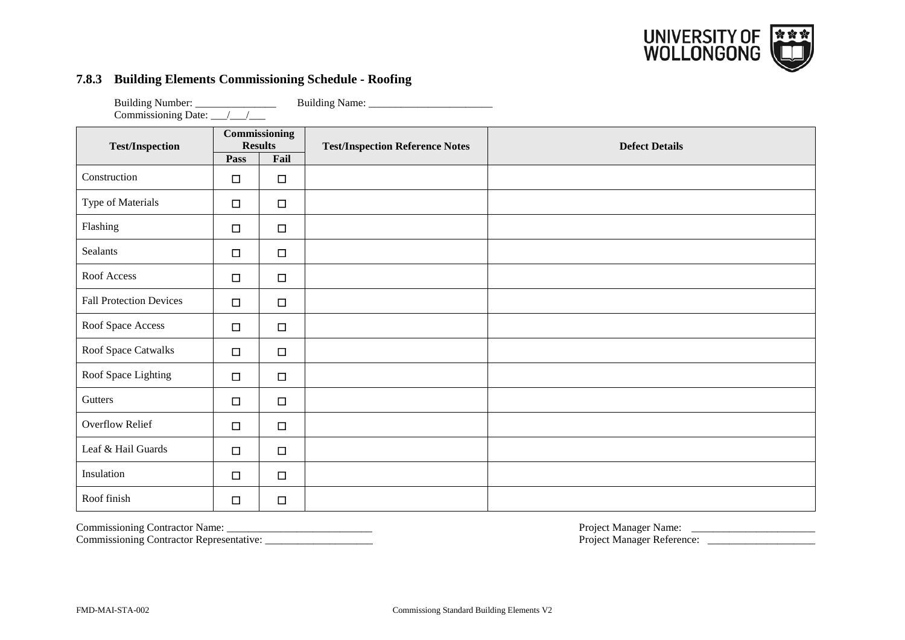### 7.8.3 Building Elements Commissioning Schedule - Roofing

Building Number: _______________ Building Name: _______________________
Commissioning Date: ___/___/___

| Test/Inspection | Commissioning Results | | Test/Inspection Reference Notes | Defect Details |
|---|---|---|---|---|
| | Pass | Fail | | |
| Construction | ☐ | ☐ | | |
| Type of Materials | ☐ | ☐ | | |
| Flashing | ☐ | ☐ | | |
| Sealants | ☐ | ☐ | | |
| Roof Access | ☐ | ☐ | | |
| Fall Protection Devices | ☐ | ☐ | | |
| Roof Space Access | ☐ | ☐ | | |
| Roof Space Catwalks | ☐ | ☐ | | |
| Roof Space Lighting | ☐ | ☐ | | |
| Gutters | ☐ | ☐ | | |
| Overflow Relief | ☐ | ☐ | | |
| Leaf & Hail Guards | ☐ | ☐ | | |
| Insulation | ☐ | ☐ | | |
| Roof finish | ☐ | ☐ | | |

Commissioning Contractor Name: ___________________________
Commissioning Contractor Representative: ____________________

Project Manager Name: _______________________
Project Manager Reference: ____________________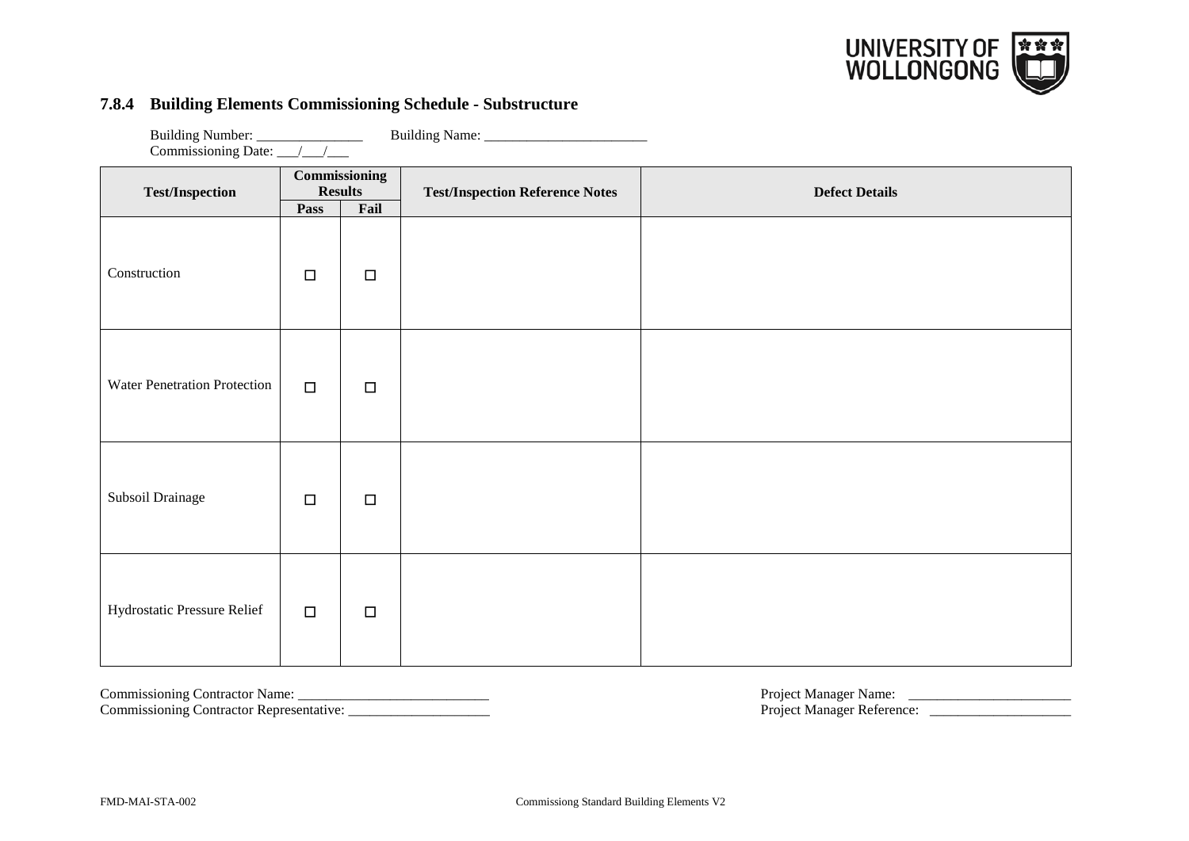### 7.8.4 Building Elements Commissioning Schedule - Substructure

Building Number: _______________ Building Name: _______________________
Commissioning Date: ___/___/___

| Test/Inspection | Commissioning Results | | Test/Inspection Reference Notes | Defect Details |
|---|---|---|---|---|
| | Pass | Fail | | |
| Construction | ☐ | ☐ | | |
| Water Penetration Protection | ☐ | ☐ | | |
| Subsoil Drainage | ☐ | ☐ | | |
| Hydrostatic Pressure Relief | ☐ | ☐ | | |

Commissioning Contractor Name: ___________________________
Commissioning Contractor Representative: ____________________

Project Manager Name: _______________________
Project Manager Reference: ____________________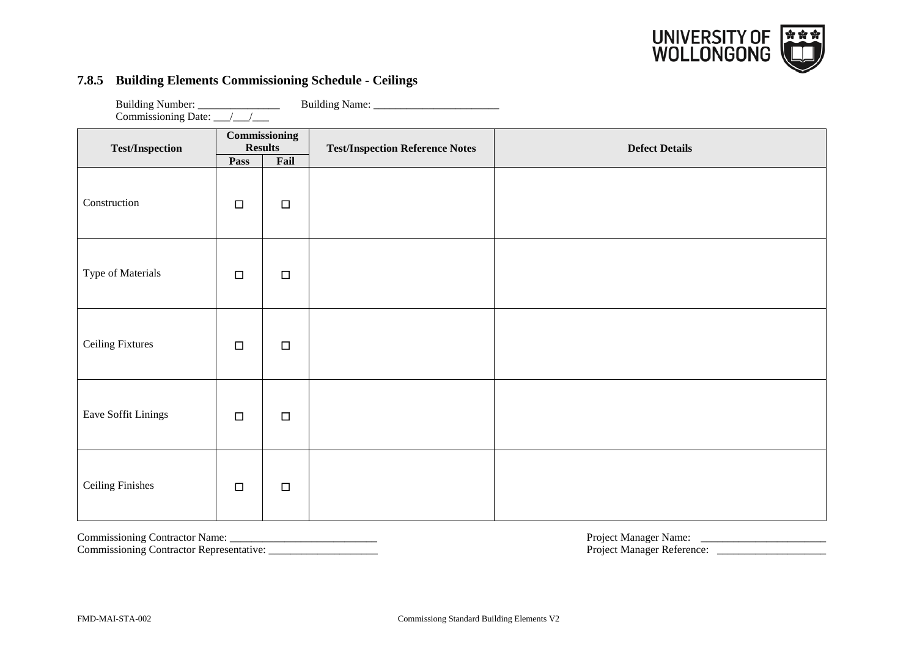### 7.8.5 Building Elements Commissioning Schedule - Ceilings

Building Number: _______________ Building Name: _______________________
Commissioning Date: ___/___/___

| Test/Inspection | Commissioning Results | | Test/Inspection Reference Notes | Defect Details |
|---|---|---|---|---|
| | Pass | Fail | | |
| Construction | ☐ | ☐ | | |
| Type of Materials | ☐ | ☐ | | |
| Ceiling Fixtures | ☐ | ☐ | | |
| Eave Soffit Linings | ☐ | ☐ | | |
| Ceiling Finishes | ☐ | ☐ | | |

Commissioning Contractor Name: ___________________________
Commissioning Contractor Representative: ____________________

Project Manager Name: _______________________
Project Manager Reference: ____________________

FMD-MAI-STA-002 Commissiong Standard Building Elements V2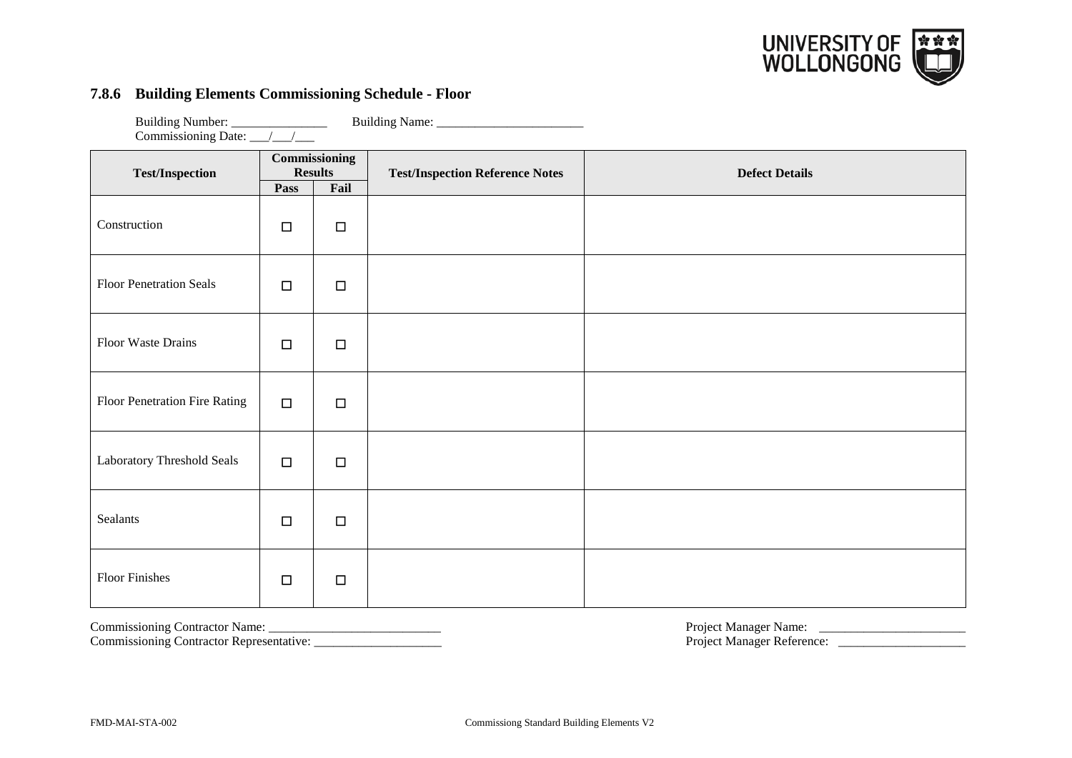### 7.8.6 Building Elements Commissioning Schedule - Floor

Building Number: _______________ Building Name: _______________________
Commissioning Date: ___/___/___

| Test/Inspection | Commissioning Results | | Test/Inspection Reference Notes | Defect Details |
|---|---|---|---|---|
| | Pass | Fail | | |
| Construction | ☐ | ☐ | | |
| Floor Penetration Seals | ☐ | ☐ | | |
| Floor Waste Drains | ☐ | ☐ | | |
| Floor Penetration Fire Rating | ☐ | ☐ | | |
| Laboratory Threshold Seals | ☐ | ☐ | | |
| Sealants | ☐ | ☐ | | |
| Floor Finishes | ☐ | ☐ | | |

Commissioning Contractor Name: ___________________________
Commissioning Contractor Representative: ____________________

Project Manager Name: _______________________
Project Manager Reference: ____________________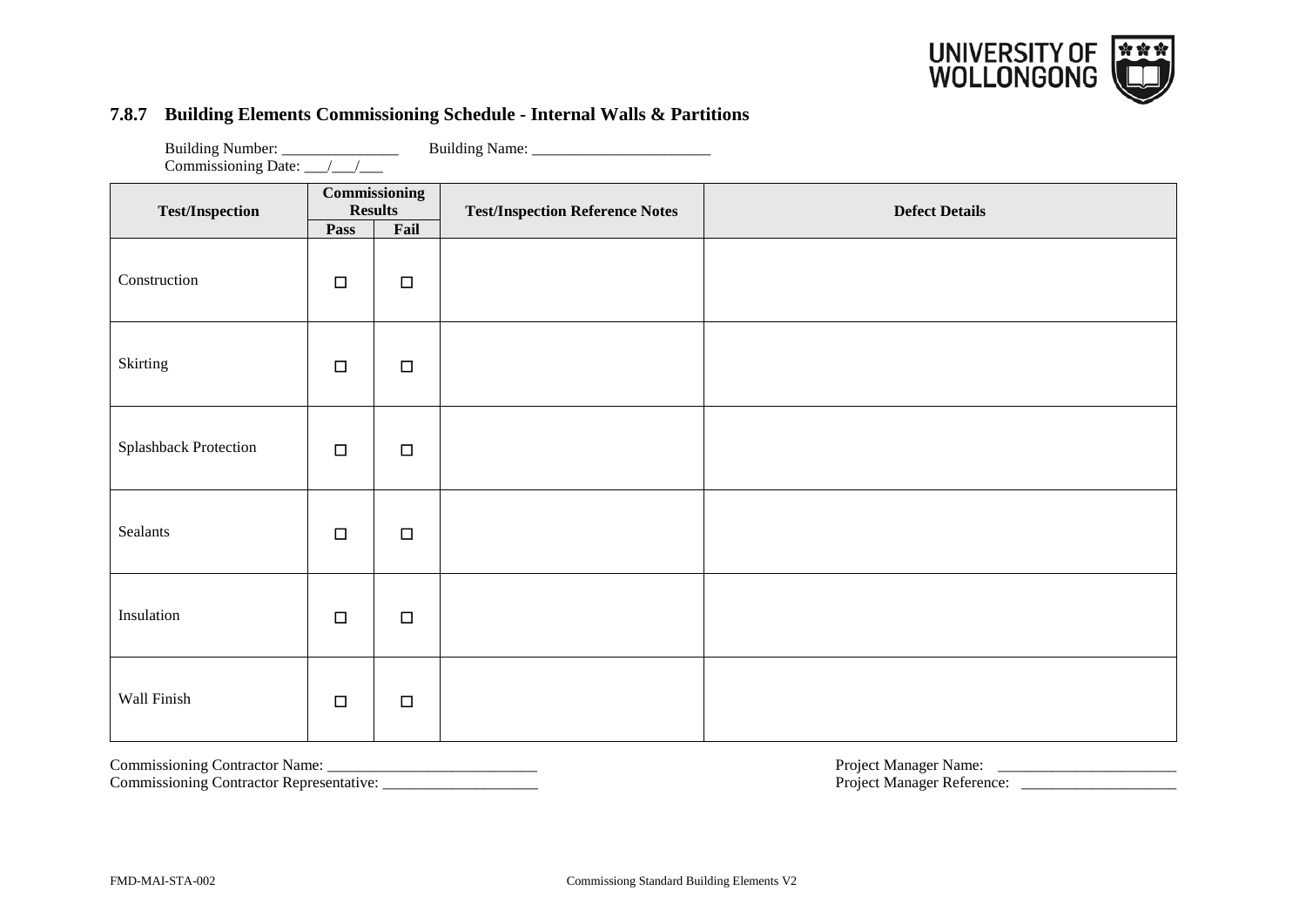### 7.8.7 Building Elements Commissioning Schedule - Internal Walls & Partitions

Building Number: _______________ Building Name: _______________________
Commissioning Date: ___/___/___

| Test/Inspection | Commissioning Results | | Test/Inspection Reference Notes | Defect Details |
|---|---|---|---|---|
| | Pass | Fail | | |
| Construction | ☐ | ☐ | | |
| Skirting | ☐ | ☐ | | |
| Splashback Protection | ☐ | ☐ | | |
| Sealants | ☐ | ☐ | | |
| Insulation | ☐ | ☐ | | |
| Wall Finish | ☐ | ☐ | | |

Commissioning Contractor Name: ___________________________
Commissioning Contractor Representative: ____________________

Project Manager Name: _______________________
Project Manager Reference: ____________________

FMD-MAI-STA-002 Commissiong Standard Building Elements V2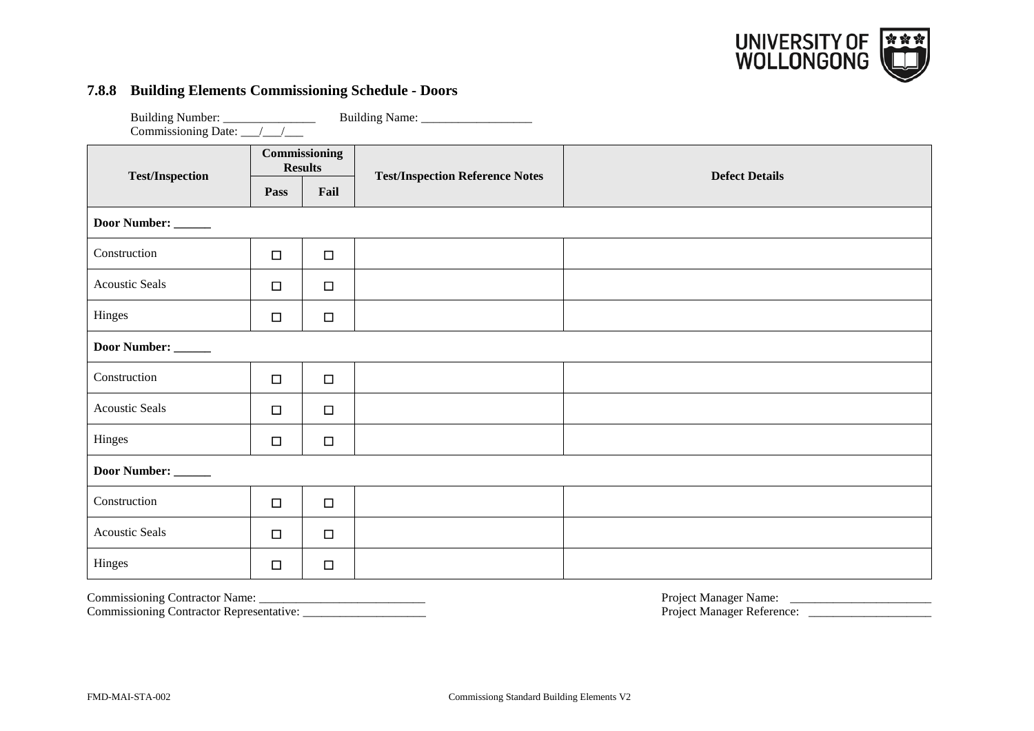### 7.8.8 Building Elements Commissioning Schedule - Doors

Building Number: _______________ Building Name: __________________
Commissioning Date: ___/___/___

| Test/Inspection | Commissioning Results | | Test/Inspection Reference Notes | Defect Details |
|---|---|---|---|---|
| | Pass | Fail | | |
| **Door Number: ______** | | | | |
| Construction | ☐ | ☐ | | |
| Acoustic Seals | ☐ | ☐ | | |
| Hinges | ☐ | ☐ | | |
| **Door Number: ______** | | | | |
| Construction | ☐ | ☐ | | |
| Acoustic Seals | ☐ | ☐ | | |
| Hinges | ☐ | ☐ | | |
| **Door Number: ______** | | | | |
| Construction | ☐ | ☐ | | |
| Acoustic Seals | ☐ | ☐ | | |
| Hinges | ☐ | ☐ | | |

Commissioning Contractor Name: ___________________________
Commissioning Contractor Representative: ____________________

Project Manager Name: _______________________
Project Manager Reference: ____________________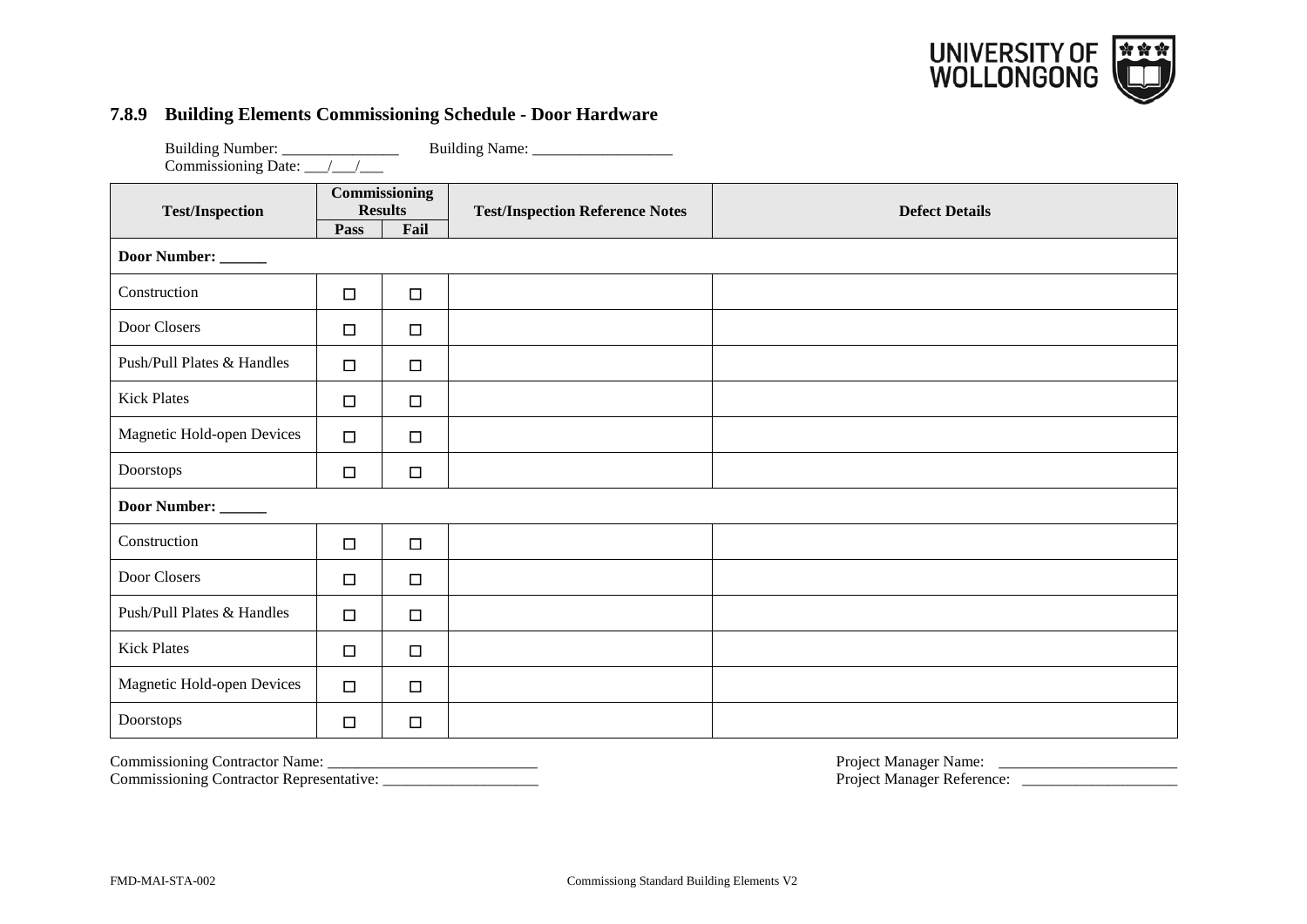### 7.8.9 Building Elements Commissioning Schedule - Door Hardware

Building Number: _______________ Building Name: __________________
Commissioning Date: ___/___/___

| Test/Inspection | Commissioning Results | | Test/Inspection Reference Notes | Defect Details |
|---|---|---|---|---|
| | Pass | Fail | | |
| **Door Number: ______** | | | | |
| Construction | ☐ | ☐ | | |
| Door Closers | ☐ | ☐ | | |
| Push/Pull Plates & Handles | ☐ | ☐ | | |
| Kick Plates | ☐ | ☐ | | |
| Magnetic Hold-open Devices | ☐ | ☐ | | |
| Doorstops | ☐ | ☐ | | |
| **Door Number: ______** | | | | |
| Construction | ☐ | ☐ | | |
| Door Closers | ☐ | ☐ | | |
| Push/Pull Plates & Handles | ☐ | ☐ | | |
| Kick Plates | ☐ | ☐ | | |
| Magnetic Hold-open Devices | ☐ | ☐ | | |
| Doorstops | ☐ | ☐ | | |

Commissioning Contractor Name: ___________________________
Commissioning Contractor Representative: ____________________

Project Manager Name: _______________________
Project Manager Reference: ____________________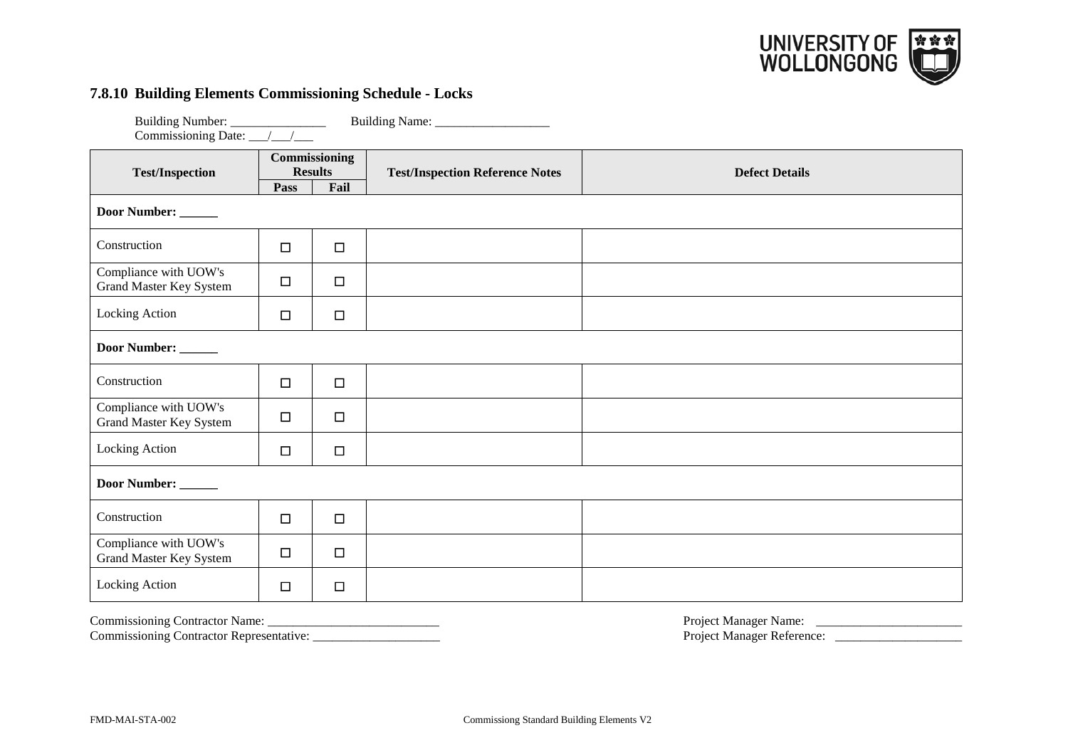### 7.8.10 Building Elements Commissioning Schedule - Locks

Building Number: _______________ Building Name: __________________
Commissioning Date: ___/___/___

| Test/Inspection | Commissioning Results | | Test/Inspection Reference Notes | Defect Details |
|---|---|---|---|---|
| | Pass | Fail | | |
| **Door Number: ______** | | | | |
| Construction | ☐ | ☐ | | |
| Compliance with UOW's Grand Master Key System | ☐ | ☐ | | |
| Locking Action | ☐ | ☐ | | |
| **Door Number: ______** | | | | |
| Construction | ☐ | ☐ | | |
| Compliance with UOW's Grand Master Key System | ☐ | ☐ | | |
| Locking Action | ☐ | ☐ | | |
| **Door Number: ______** | | | | |
| Construction | ☐ | ☐ | | |
| Compliance with UOW's Grand Master Key System | ☐ | ☐ | | |
| Locking Action | ☐ | ☐ | | |

Commissioning Contractor Name: ___________________________
Commissioning Contractor Representative: ____________________

Project Manager Name: _______________________
Project Manager Reference: ____________________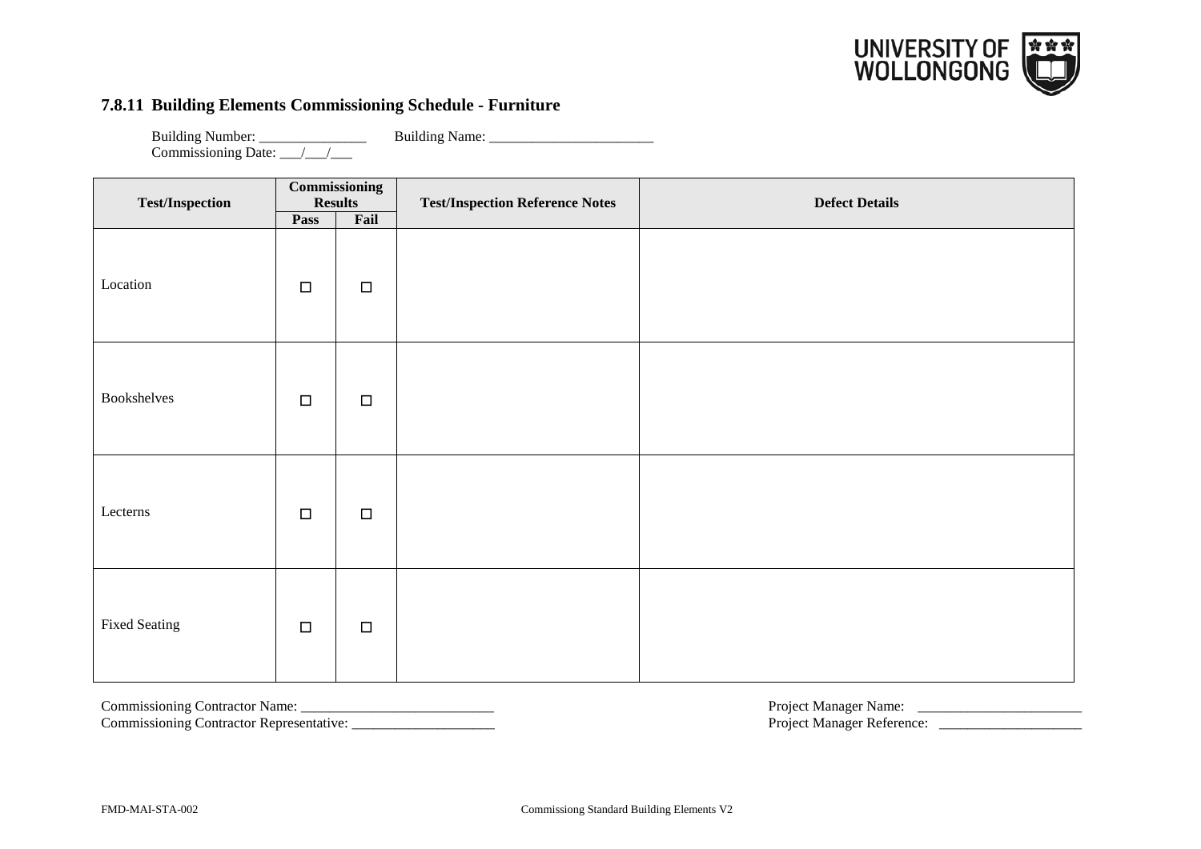### 7.8.11 Building Elements Commissioning Schedule - Furniture

Building Number: _______________ Building Name: _______________________
Commissioning Date: ___/___/___

| Test/Inspection | Commissioning Results | | Test/Inspection Reference Notes | Defect Details |
|---|---|---|---|---|
| | Pass | Fail | | |
| Location | ☐ | ☐ | | |
| Bookshelves | ☐ | ☐ | | |
| Lecterns | ☐ | ☐ | | |
| Fixed Seating | ☐ | ☐ | | |

Commissioning Contractor Name: ___________________________
Commissioning Contractor Representative: ____________________

Project Manager Name: _______________________
Project Manager Reference: ____________________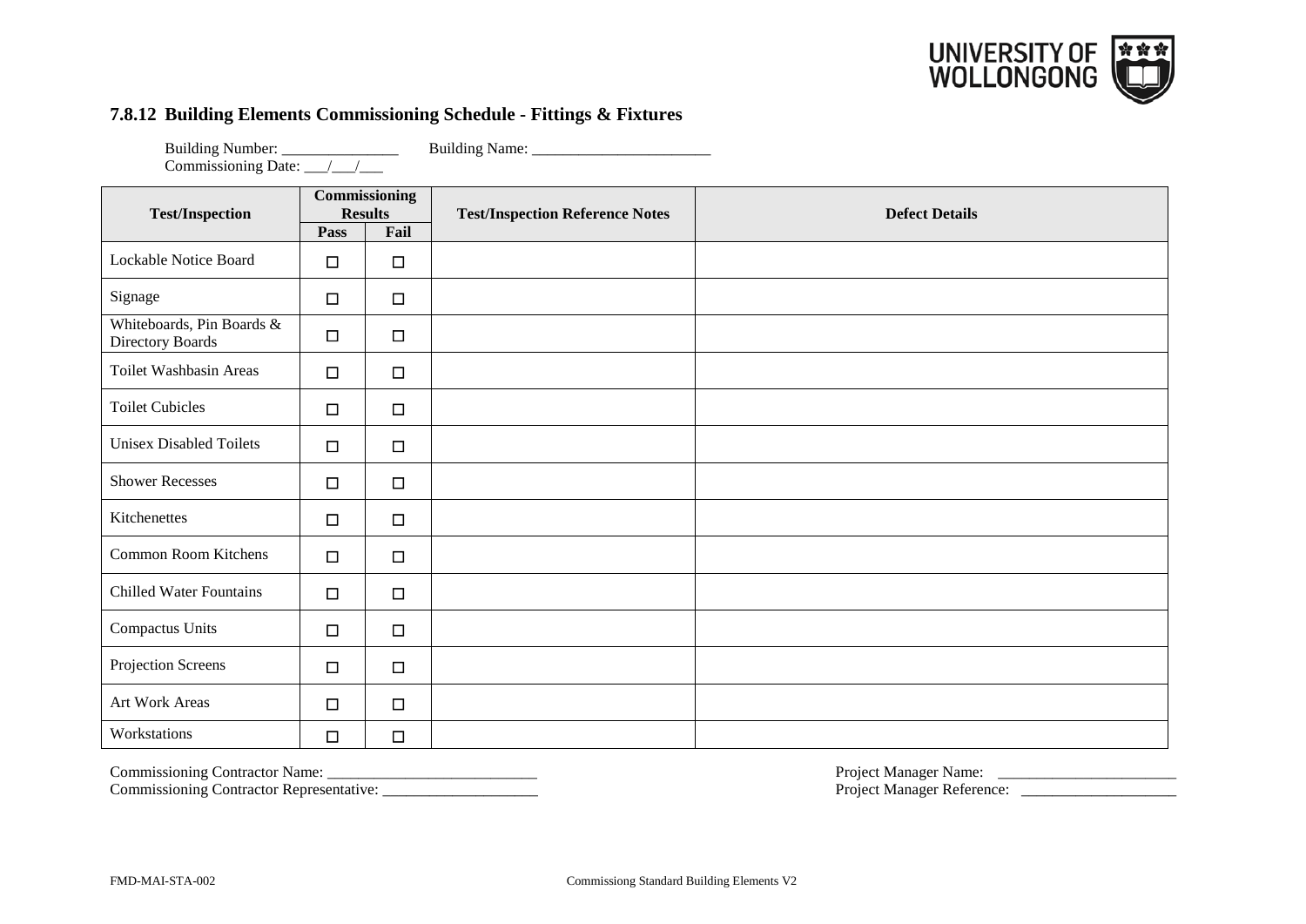### 7.8.12 Building Elements Commissioning Schedule - Fittings & Fixtures

Building Number: _______________ Building Name: _______________________
Commissioning Date: ___/___/___

| Test/Inspection | Commissioning Results | | Test/Inspection Reference Notes | Defect Details |
|---|---|---|---|---|
| | Pass | Fail | | |
| Lockable Notice Board | ☐ | ☐ | | |
| Signage | ☐ | ☐ | | |
| Whiteboards, Pin Boards & Directory Boards | ☐ | ☐ | | |
| Toilet Washbasin Areas | ☐ | ☐ | | |
| Toilet Cubicles | ☐ | ☐ | | |
| Unisex Disabled Toilets | ☐ | ☐ | | |
| Shower Recesses | ☐ | ☐ | | |
| Kitchenettes | ☐ | ☐ | | |
| Common Room Kitchens | ☐ | ☐ | | |
| Chilled Water Fountains | ☐ | ☐ | | |
| Compactus Units | ☐ | ☐ | | |
| Projection Screens | ☐ | ☐ | | |
| Art Work Areas | ☐ | ☐ | | |
| Workstations | ☐ | ☐ | | |

Commissioning Contractor Name: ___________________________
Commissioning Contractor Representative: ____________________

Project Manager Name: _______________________
Project Manager Reference: ____________________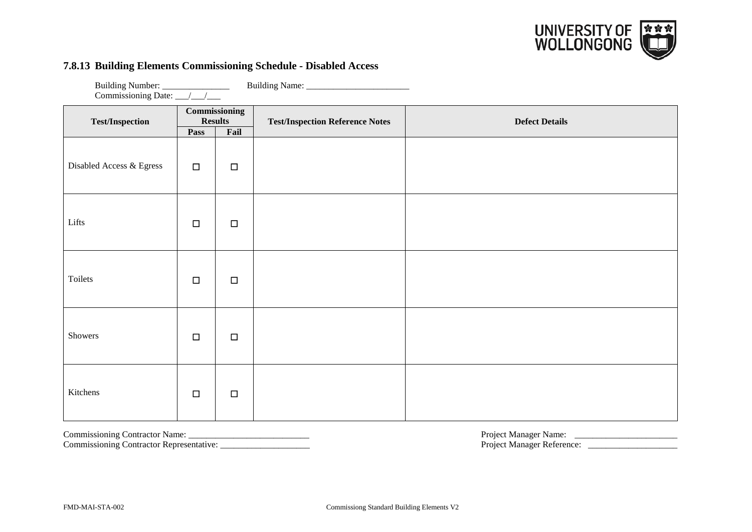### 7.8.13 Building Elements Commissioning Schedule - Disabled Access

Building Number: _______________ Building Name: _______________________
Commissioning Date: ___/___/___

| Test/Inspection | Commissioning Results | | Test/Inspection Reference Notes | Defect Details |
|---|---|---|---|---|
| | Pass | Fail | | |
| Disabled Access & Egress | ☐ | ☐ | | |
| Lifts | ☐ | ☐ | | |
| Toilets | ☐ | ☐ | | |
| Showers | ☐ | ☐ | | |
| Kitchens | ☐ | ☐ | | |

Commissioning Contractor Name: ___________________________
Commissioning Contractor Representative: ____________________

Project Manager Name: _______________________
Project Manager Reference: ____________________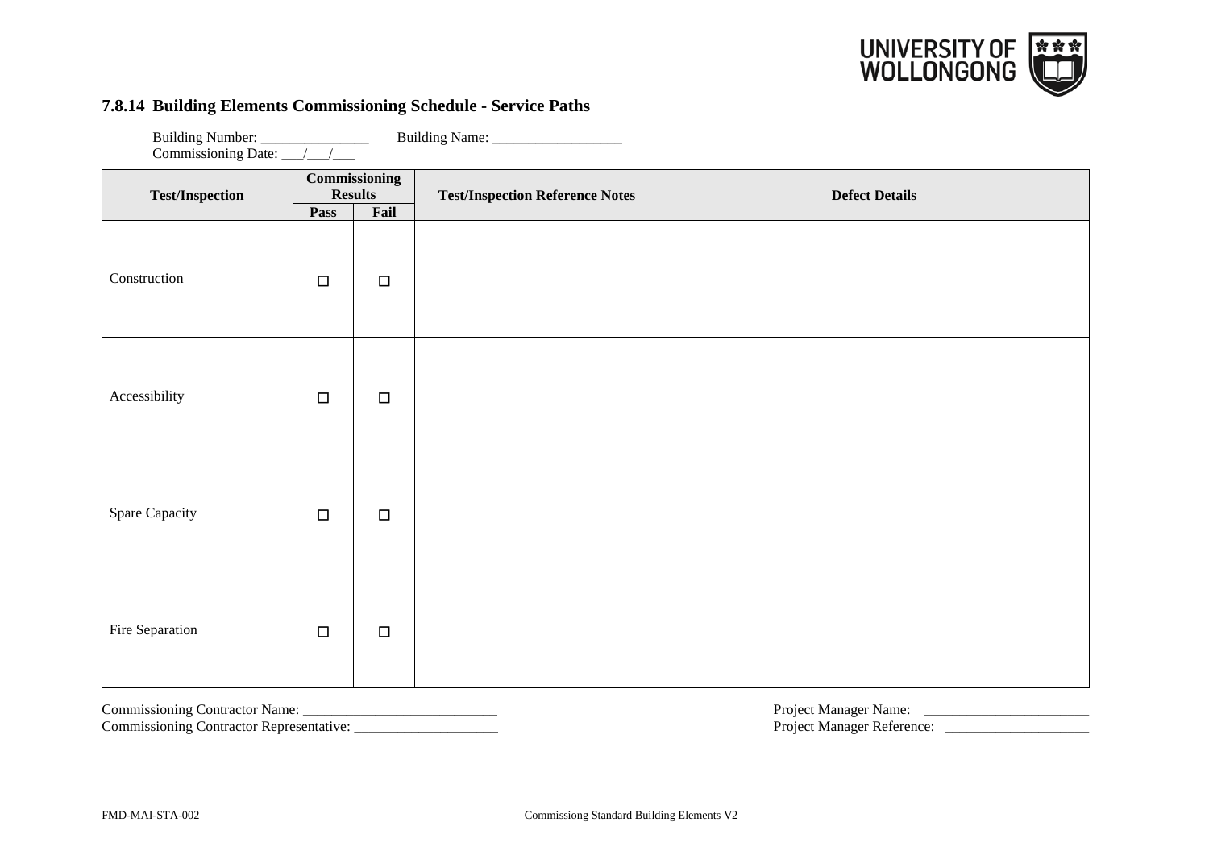### 7.8.14 Building Elements Commissioning Schedule - Service Paths

Building Number: _______________ Building Name: __________________
Commissioning Date: ___/___/___

| Test/Inspection | Commissioning Results | | Test/Inspection Reference Notes | Defect Details |
|---|---|---|---|---|
| | Pass | Fail | | |
| Construction | ☐ | ☐ | | |
| Accessibility | ☐ | ☐ | | |
| Spare Capacity | ☐ | ☐ | | |
| Fire Separation | ☐ | ☐ | | |

Commissioning Contractor Name: ___________________________
Commissioning Contractor Representative: ____________________

Project Manager Name: _______________________
Project Manager Reference: ____________________

FMD-MAI-STA-002 Commissiong Standard Building Elements V2